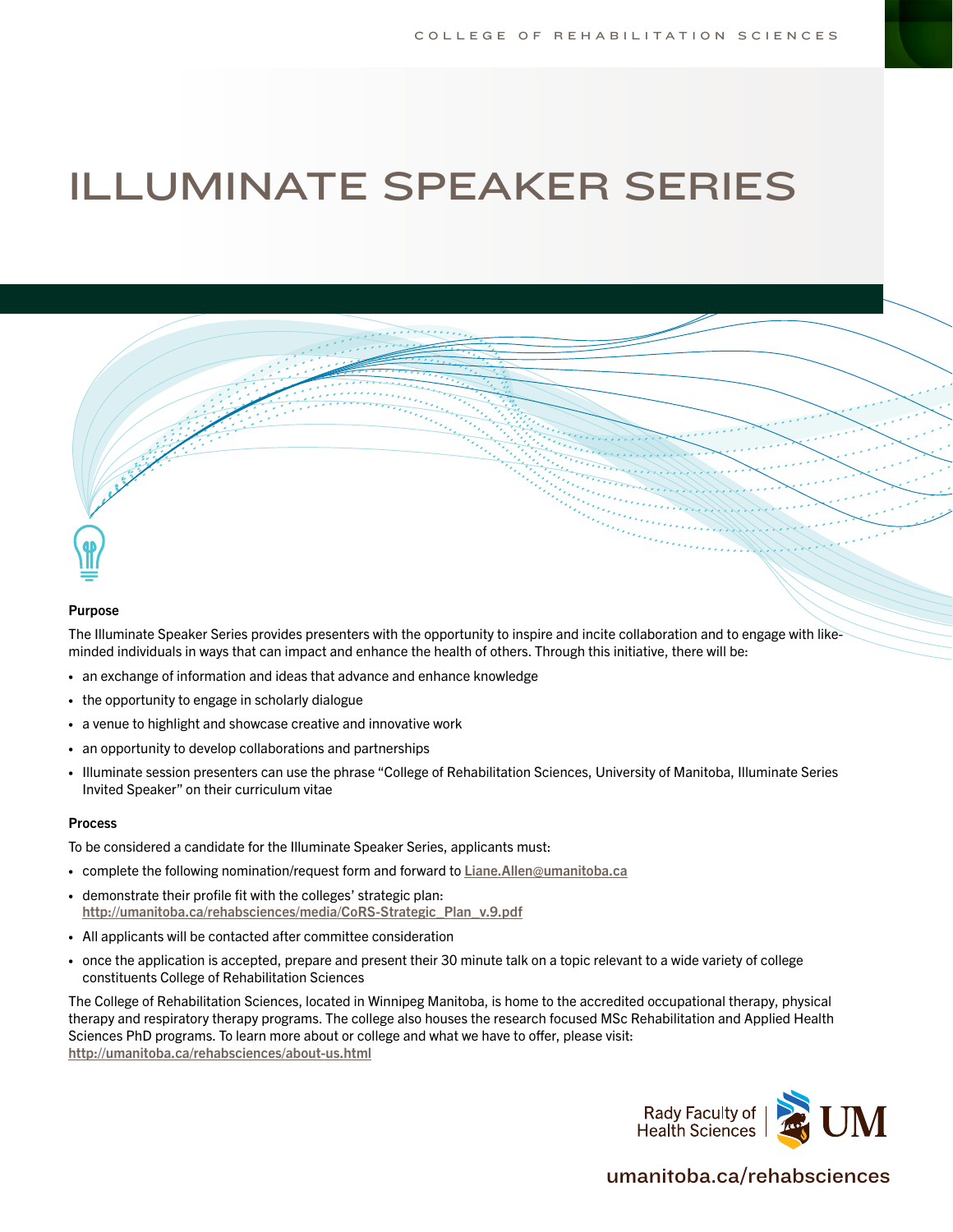COLLEGE OF REHABILITATION SCIENCES

# ILLUMINATE SPEAKER SERIES

**Purpose**

The Illuminate Speaker Series provides presenters with the opportunity to inspire and incite collaboration and to engage with like-minded individuals in ways that can impact and enhance the health of others. Through this initiative, there will be:

- an exchange of information and ideas that advance and enhance knowledge
- the opportunity to engage in scholarly dialogue
- a venue to highlight and showcase creative and innovative work
- an opportunity to develop collaborations and partnerships
- Illuminate session presenters can use the phrase "College of Rehabilitation Sciences, University of Manitoba, Illuminate Series Invited Speaker" on their curriculum vitae

**Process**

To be considered a candidate for the Illuminate Speaker Series, applicants must:

- complete the following nomination/request form and forward to Liane.Allen@umanitoba.ca
- demonstrate their profile fit with the colleges' strategic plan: http://umanitoba.ca/rehabsciences/media/CoRS-Strategic_Plan_v.9.pdf
- All applicants will be contacted after committee consideration
- once the application is accepted, prepare and present their 30 minute talk on a topic relevant to a wide variety of college constituents College of Rehabilitation Sciences

The College of Rehabilitation Sciences, located in Winnipeg Manitoba, is home to the accredited occupational therapy, physical therapy and respiratory therapy programs. The college also houses the research focused MSc Rehabilitation and Applied Health Sciences PhD programs. To learn more about or college and what we have to offer, please visit: http://umanitoba.ca/rehabsciences/about-us.html

Rady Faculty of Health Sciences | UM

umanitoba.ca/rehabsciences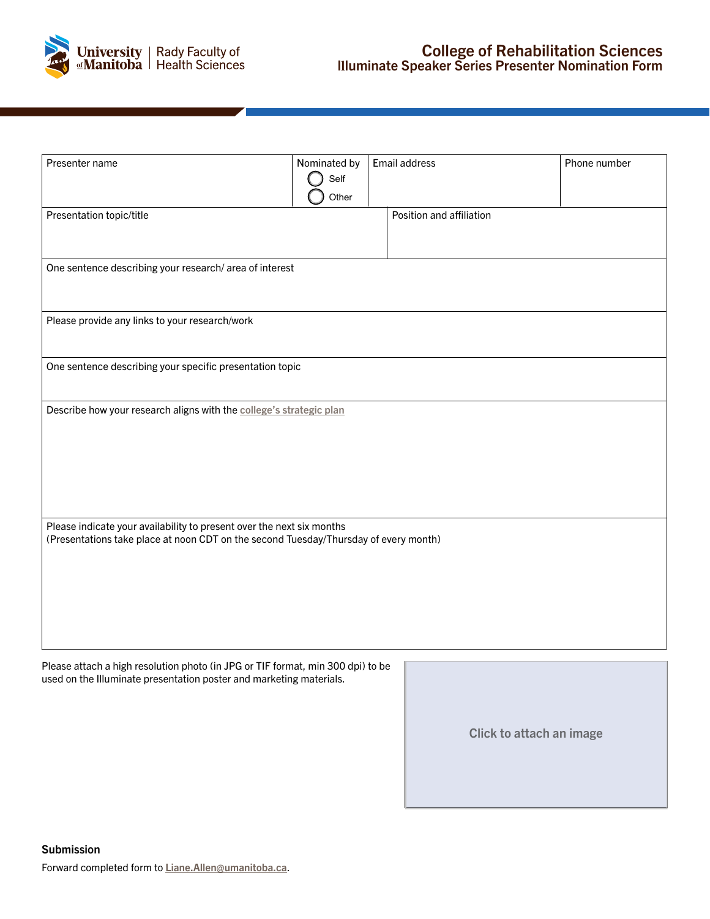# College of Rehabilitation Sciences
## Illuminate Speaker Series Presenter Nomination Form

| | | | |
|---|---|---|---|
| Presenter name | Nominated by<br>◯ Self<br>◯ Other | Email address | Phone number |
| Presentation topic/title | | Position and affiliation | |
| One sentence describing your research/ area of interest | | | |
| Please provide any links to your research/work | | | |
| One sentence describing your specific presentation topic | | | |
| Describe how your research aligns with the college's strategic plan | | | |
| Please indicate your availability to present over the next six months<br>(Presentations take place at noon CDT on the second Tuesday/Thursday of every month) | | | |

Please attach a high resolution photo (in JPG or TIF format, min 300 dpi) to be used on the Illuminate presentation poster and marketing materials.

Click to attach an image

**Submission**

Forward completed form to Liane.Allen@umanitoba.ca.